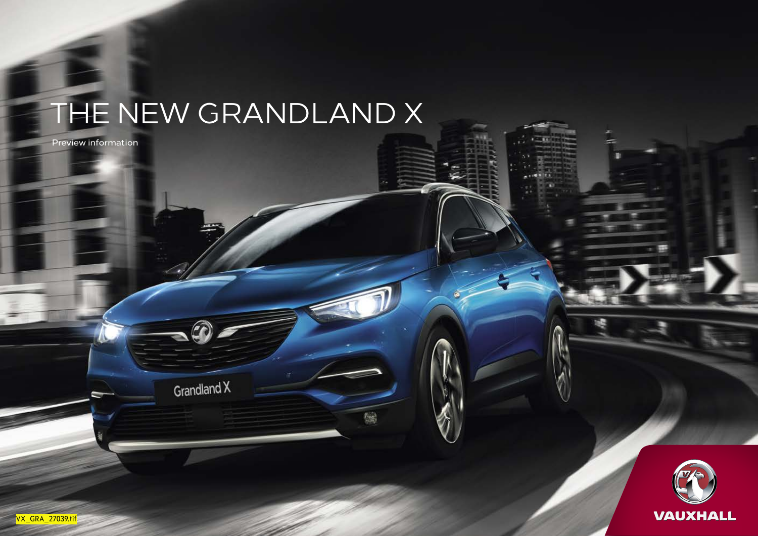# THE NEW GRANDLAND X

Preview information

VX_GRA_27039.tif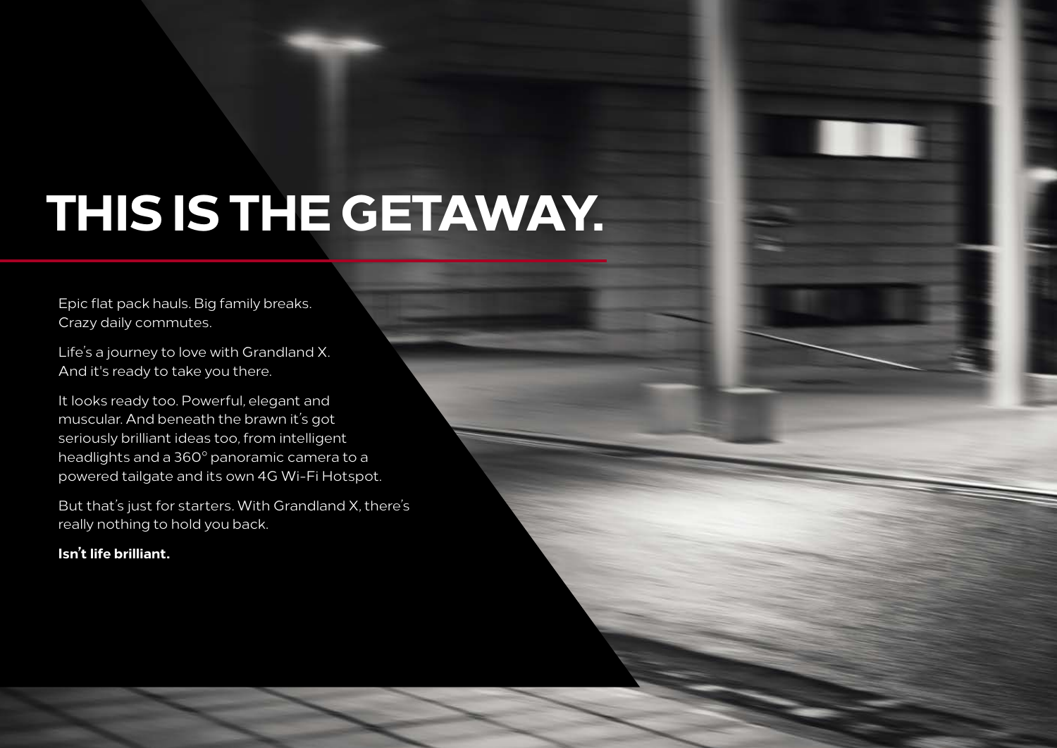# THIS IS THE GETAWAY.

Epic flat pack hauls. Big family breaks.
Crazy daily commutes.

Life's a journey to love with Grandland X.
And it's ready to take you there.

It looks ready too. Powerful, elegant and muscular. And beneath the brawn it's got seriously brilliant ideas too, from intelligent headlights and a 360° panoramic camera to a powered tailgate and its own 4G Wi-Fi Hotspot.

But that's just for starters. With Grandland X, there's really nothing to hold you back.

**Isn't life brilliant.**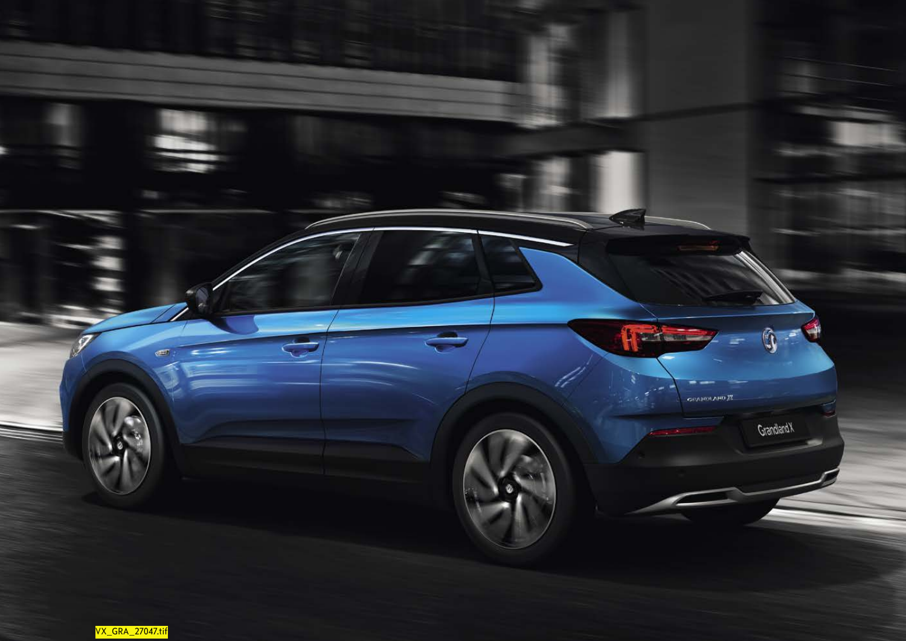VX_GRA_27047.tif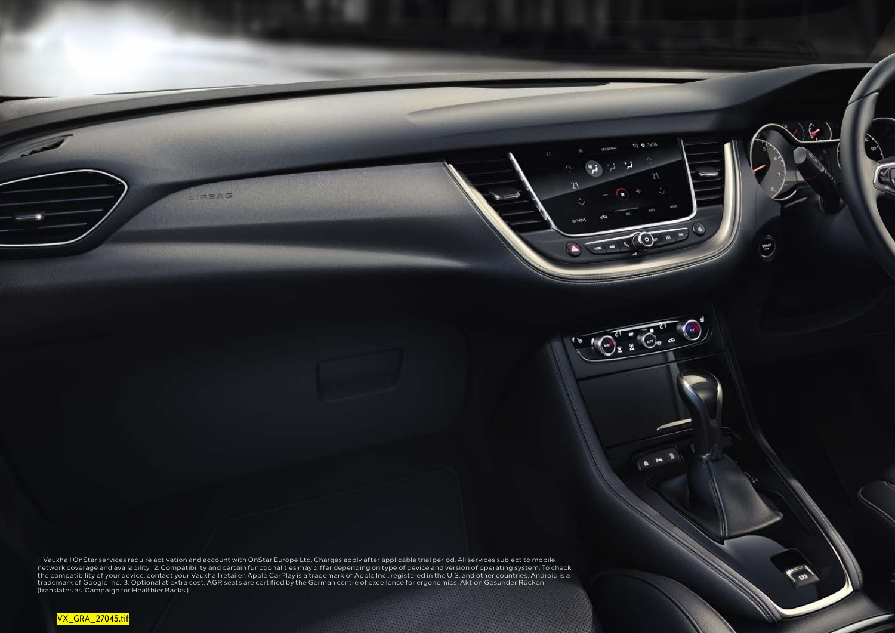1. Vauxhall OnStar services require activation and account with OnStar Europe Ltd. Charges apply after applicable trial period. All services subject to mobile network coverage and availability. 2. Compatibility and certain functionalities may differ depending on type of device and version of operating system. To check the compatibility of your device, contact your Vauxhall retailer. Apple CarPlay is a trademark of Apple Inc., registered in the U.S. and other countries. Android is a trademark of Google Inc. 3. Optional at extra cost, AGR seats are certified by the German centre of excellence for ergonomics, Aktion Gesunder Rücken (translates as 'Campaign for Healthier Backs').

VX_GRA_27045.tif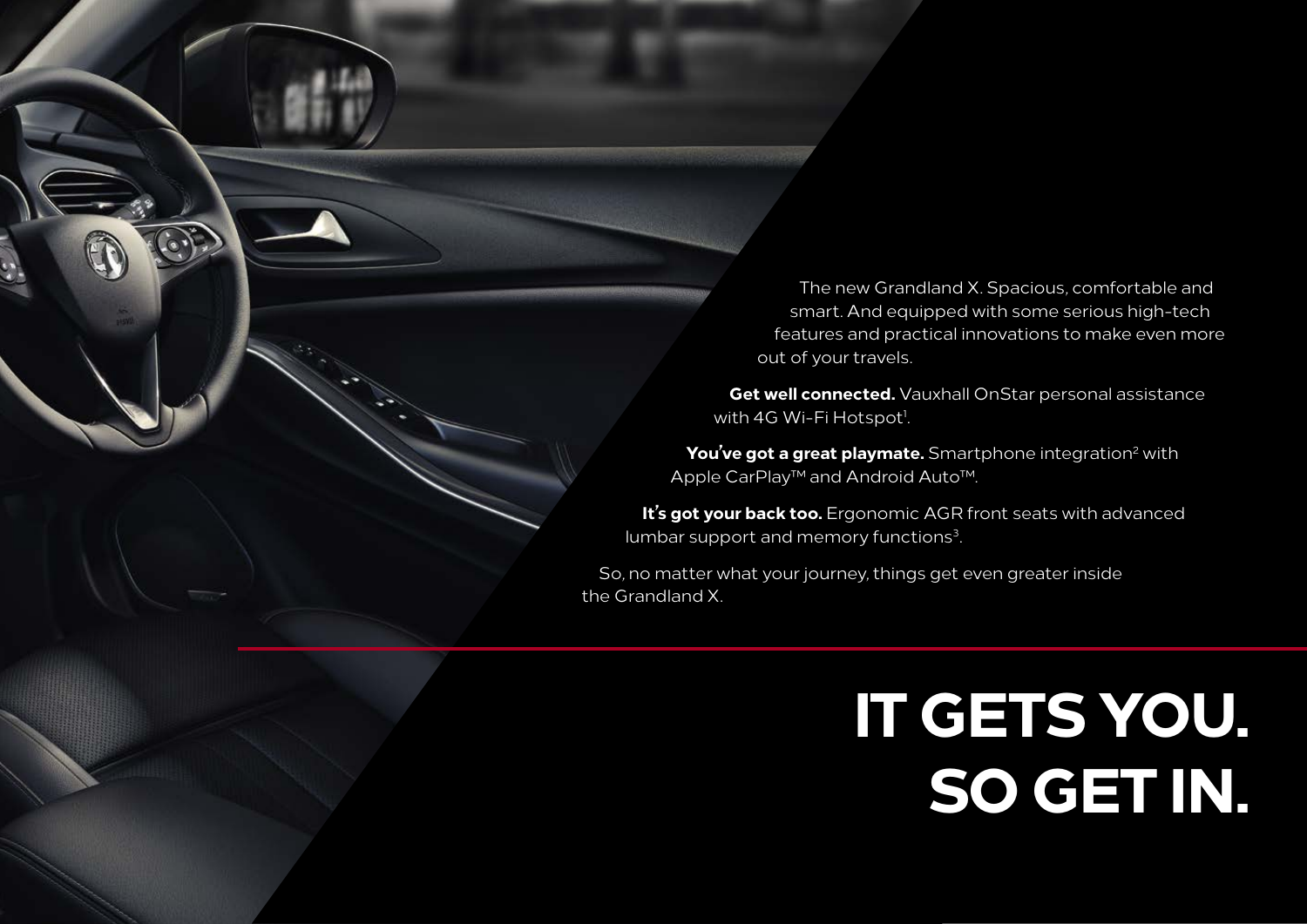The new Grandland X. Spacious, comfortable and smart. And equipped with some serious high-tech features and practical innovations to make even more out of your travels.

**Get well connected.** Vauxhall OnStar personal assistance with 4G Wi-Fi Hotspot[1].

**You've got a great playmate.** Smartphone integration[2] with Apple CarPlay™ and Android Auto™.

**It's got your back too.** Ergonomic AGR front seats with advanced lumbar support and memory functions[3].

So, no matter what your journey, things get even greater inside the Grandland X.

# IT GETS YOU. SO GET IN.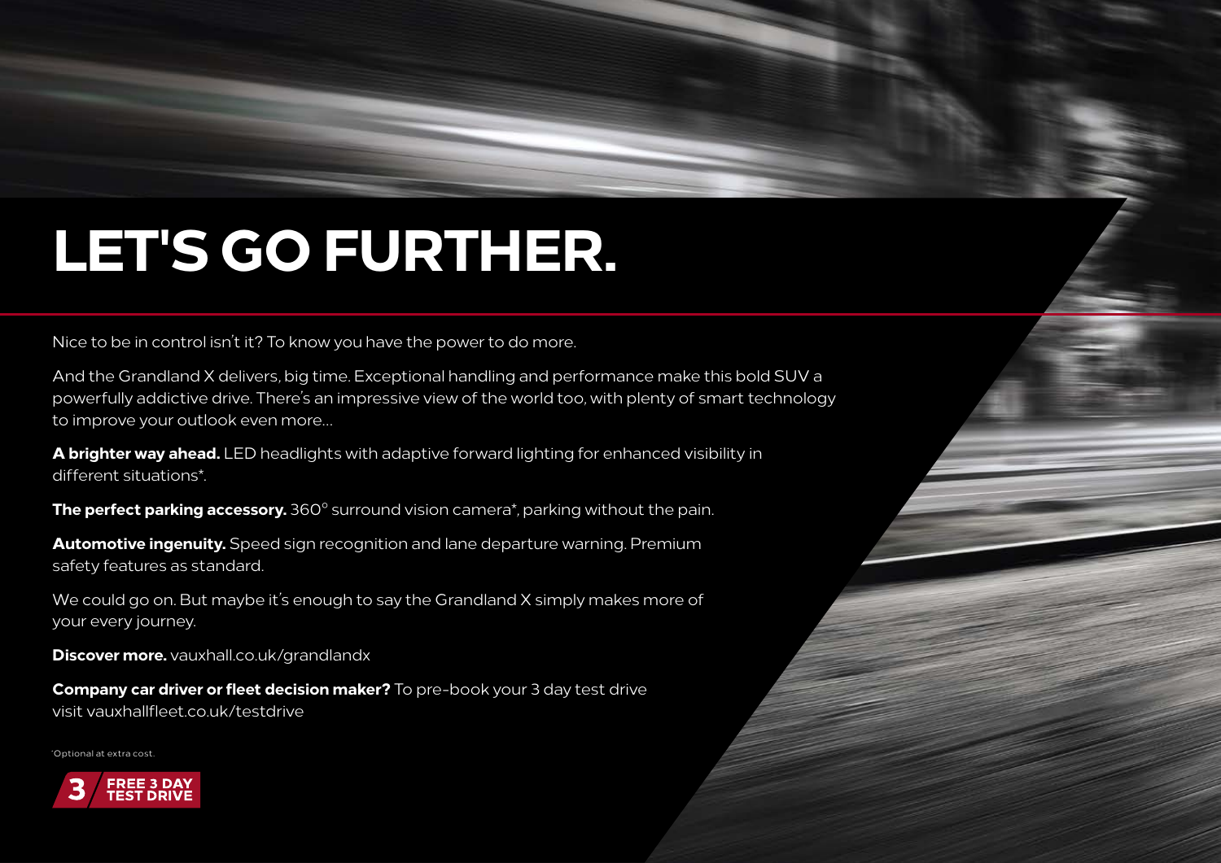# LET'S GO FURTHER.

Nice to be in control isn't it? To know you have the power to do more.

And the Grandland X delivers, big time. Exceptional handling and performance make this bold SUV a powerfully addictive drive. There's an impressive view of the world too, with plenty of smart technology to improve your outlook even more...

**A brighter way ahead.** LED headlights with adaptive forward lighting for enhanced visibility in different situations*.

**The perfect parking accessory.** 360° surround vision camera*, parking without the pain.

**Automotive ingenuity.** Speed sign recognition and lane departure warning. Premium safety features as standard.

We could go on. But maybe it's enough to say the Grandland X simply makes more of your every journey.

**Discover more.** vauxhall.co.uk/grandlandx

**Company car driver or fleet decision maker?** To pre-book your 3 day test drive visit vauxhallfleet.co.uk/testdrive

*Optional at extra cost.

**3 FREE 3 DAY TEST DRIVE**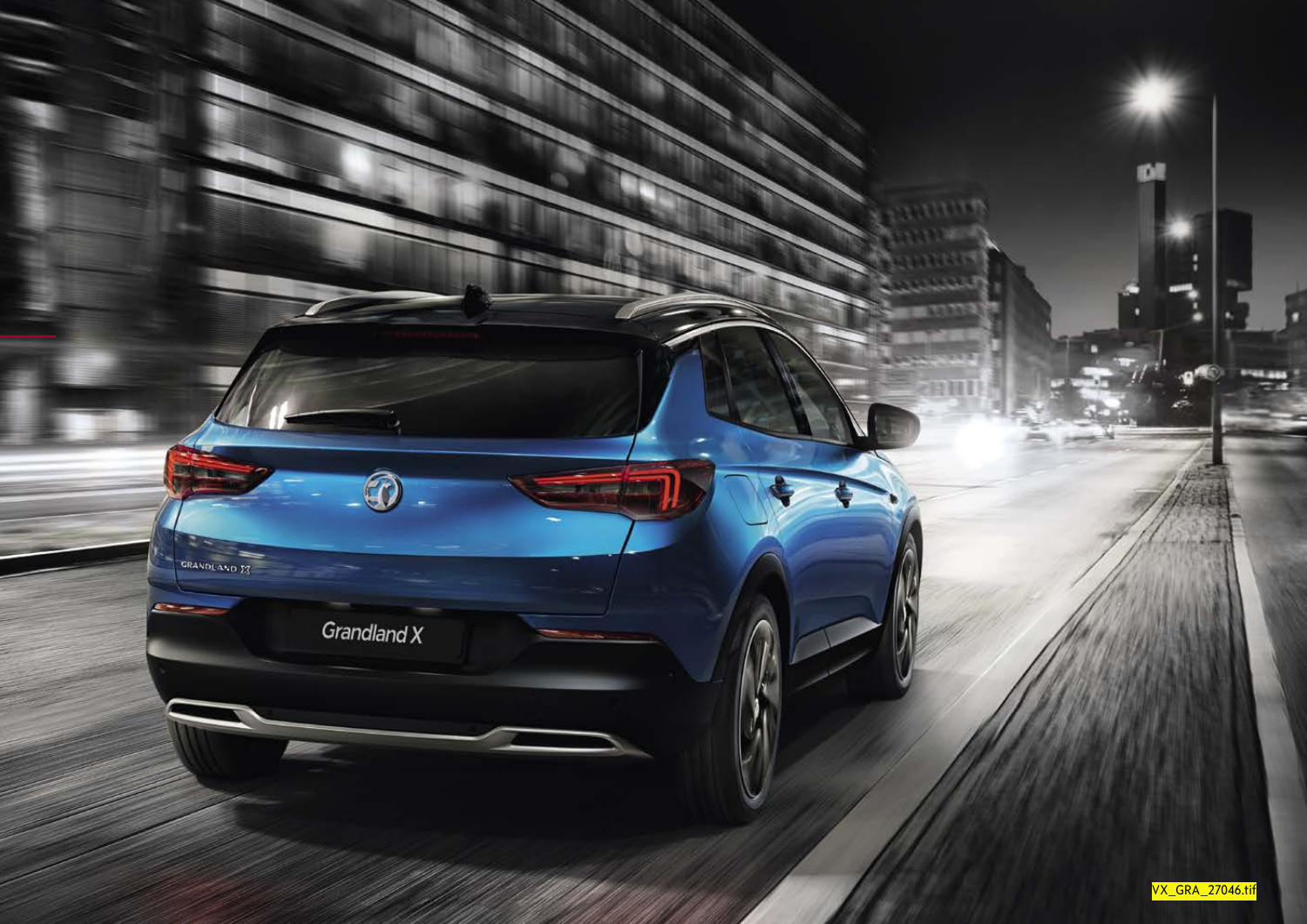VX_GRA_27046.tif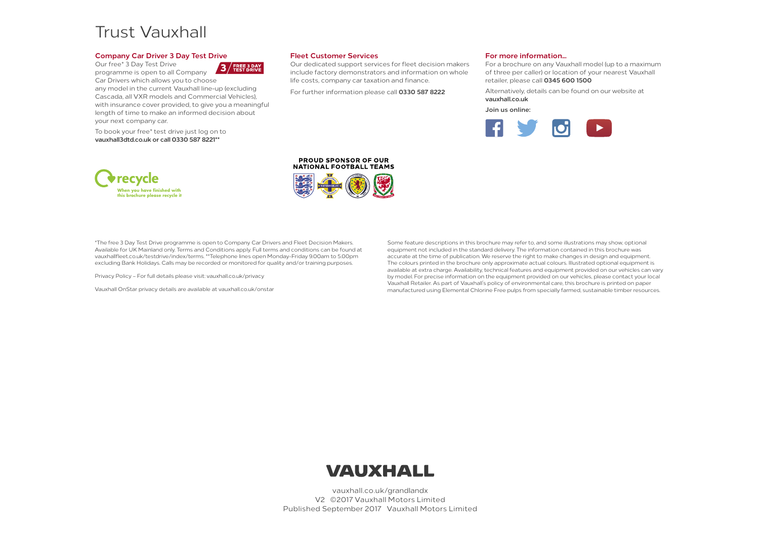# Trust Vauxhall

### Company Car Driver 3 Day Test Drive

Our free* 3 Day Test Drive programme is open to all Company Car Drivers which allows you to choose any model in the current Vauxhall line-up (excluding Cascada, all VXR models and Commercial Vehicles), with insurance cover provided, to give you a meaningful length of time to make an informed decision about your next company car.

FREE 3 DAY TEST DRIVE

To book your free* test drive just log on to **vauxhall3dtd.co.uk or call 0330 587 8221****

### Fleet Customer Services

Our dedicated support services for fleet decision makers include factory demonstrators and information on whole life costs, company car taxation and finance.

For further information please call **0330 587 8222**

### For more information…

For a brochure on any Vauxhall model (up to a maximum of three per caller) or location of your nearest Vauxhall retailer, please call **0345 600 1500**

Alternatively, details can be found on our website at **vauxhall.co.uk**

**Join us online:**

recycle

When you have finished with this brochure please recycle it

PROUD SPONSOR OF OUR NATIONAL FOOTBALL TEAMS

*The free 3 Day Test Drive programme is open to Company Car Drivers and Fleet Decision Makers. Available for UK Mainland only. Terms and Conditions apply. Full terms and conditions can be found at vauxhallfleet.co.uk/testdrive/index/terms. **Telephone lines open Monday-Friday 9.00am to 5.00pm excluding Bank Holidays. Calls may be recorded or monitored for quality and/or training purposes.

Privacy Policy – For full details please visit: vauxhall.co.uk/privacy

Vauxhall OnStar privacy details are available at vauxhall.co.uk/onstar

Some feature descriptions in this brochure may refer to, and some illustrations may show, optional equipment not included in the standard delivery. The information contained in this brochure was accurate at the time of publication. We reserve the right to make changes in design and equipment. The colours printed in the brochure only approximate actual colours. Illustrated optional equipment is available at extra charge. Availability, technical features and equipment provided on our vehicles can vary by model. For precise information on the equipment provided on our vehicles, please contact your local Vauxhall Retailer. As part of Vauxhall's policy of environmental care, this brochure is printed on paper manufactured using Elemental Chlorine Free pulps from specially farmed, sustainable timber resources.

VAUXHALL

vauxhall.co.uk/grandlandx
V2 ©2017 Vauxhall Motors Limited
Published September 2017 Vauxhall Motors Limited